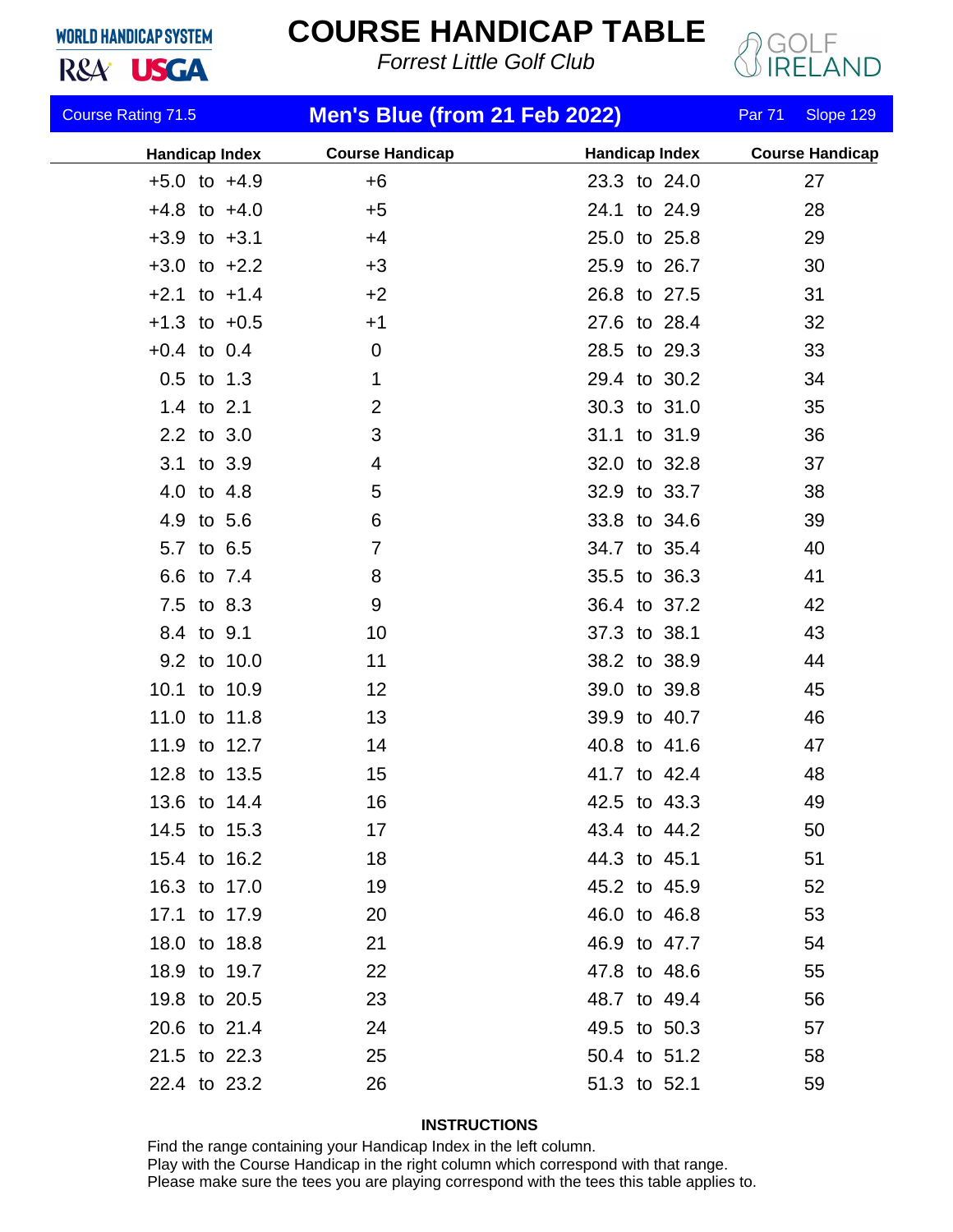WORLD HANDICAP SYSTEM

R&A USGA

# COURSE HANDICAP TABLE

*Forrest Little Golf Club*

GOLF IRELAND

Course Rating 71.5 | **Men's Blue (from 21 Feb 2022)** | Par 71 | Slope 129

| Handicap Index | Course Handicap | Handicap Index | Course Handicap |
|---|---|---|---|
| +5.0 to +4.9 | +6 | 23.3 to 24.0 | 27 |
| +4.8 to +4.0 | +5 | 24.1 to 24.9 | 28 |
| +3.9 to +3.1 | +4 | 25.0 to 25.8 | 29 |
| +3.0 to +2.2 | +3 | 25.9 to 26.7 | 30 |
| +2.1 to +1.4 | +2 | 26.8 to 27.5 | 31 |
| +1.3 to +0.5 | +1 | 27.6 to 28.4 | 32 |
| +0.4 to 0.4 | 0 | 28.5 to 29.3 | 33 |
| 0.5 to 1.3 | 1 | 29.4 to 30.2 | 34 |
| 1.4 to 2.1 | 2 | 30.3 to 31.0 | 35 |
| 2.2 to 3.0 | 3 | 31.1 to 31.9 | 36 |
| 3.1 to 3.9 | 4 | 32.0 to 32.8 | 37 |
| 4.0 to 4.8 | 5 | 32.9 to 33.7 | 38 |
| 4.9 to 5.6 | 6 | 33.8 to 34.6 | 39 |
| 5.7 to 6.5 | 7 | 34.7 to 35.4 | 40 |
| 6.6 to 7.4 | 8 | 35.5 to 36.3 | 41 |
| 7.5 to 8.3 | 9 | 36.4 to 37.2 | 42 |
| 8.4 to 9.1 | 10 | 37.3 to 38.1 | 43 |
| 9.2 to 10.0 | 11 | 38.2 to 38.9 | 44 |
| 10.1 to 10.9 | 12 | 39.0 to 39.8 | 45 |
| 11.0 to 11.8 | 13 | 39.9 to 40.7 | 46 |
| 11.9 to 12.7 | 14 | 40.8 to 41.6 | 47 |
| 12.8 to 13.5 | 15 | 41.7 to 42.4 | 48 |
| 13.6 to 14.4 | 16 | 42.5 to 43.3 | 49 |
| 14.5 to 15.3 | 17 | 43.4 to 44.2 | 50 |
| 15.4 to 16.2 | 18 | 44.3 to 45.1 | 51 |
| 16.3 to 17.0 | 19 | 45.2 to 45.9 | 52 |
| 17.1 to 17.9 | 20 | 46.0 to 46.8 | 53 |
| 18.0 to 18.8 | 21 | 46.9 to 47.7 | 54 |
| 18.9 to 19.7 | 22 | 47.8 to 48.6 | 55 |
| 19.8 to 20.5 | 23 | 48.7 to 49.4 | 56 |
| 20.6 to 21.4 | 24 | 49.5 to 50.3 | 57 |
| 21.5 to 22.3 | 25 | 50.4 to 51.2 | 58 |
| 22.4 to 23.2 | 26 | 51.3 to 52.1 | 59 |

**INSTRUCTIONS**

Find the range containing your Handicap Index in the left column.
Play with the Course Handicap in the right column which correspond with that range.
Please make sure the tees you are playing correspond with the tees this table applies to.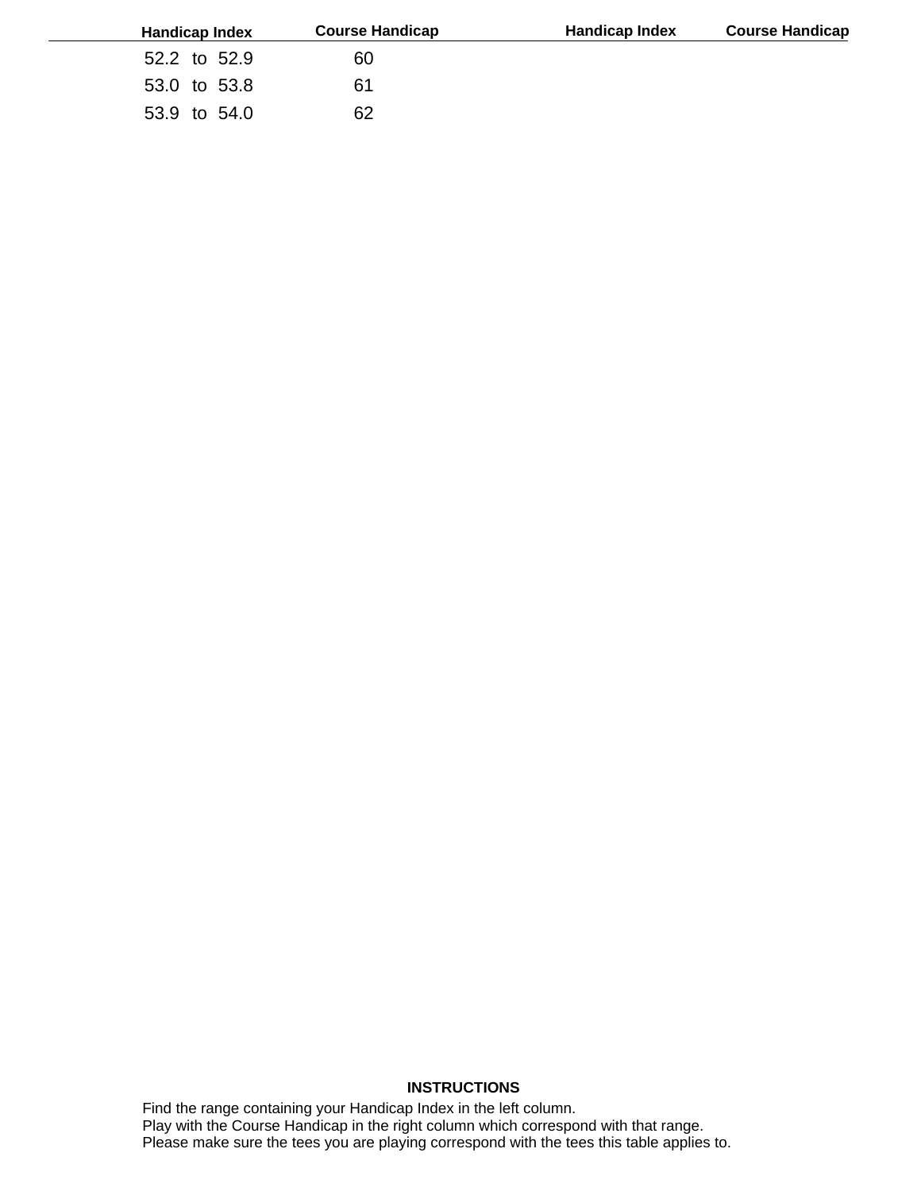| Handicap Index | Course Handicap | Handicap Index | Course Handicap |
|---|---|---|---|
| 52.2 to 52.9 | 60 | | |
| 53.0 to 53.8 | 61 | | |
| 53.9 to 54.0 | 62 | | |

**INSTRUCTIONS**

Find the range containing your Handicap Index in the left column.
Play with the Course Handicap in the right column which correspond with that range.
Please make sure the tees you are playing correspond with the tees this table applies to.